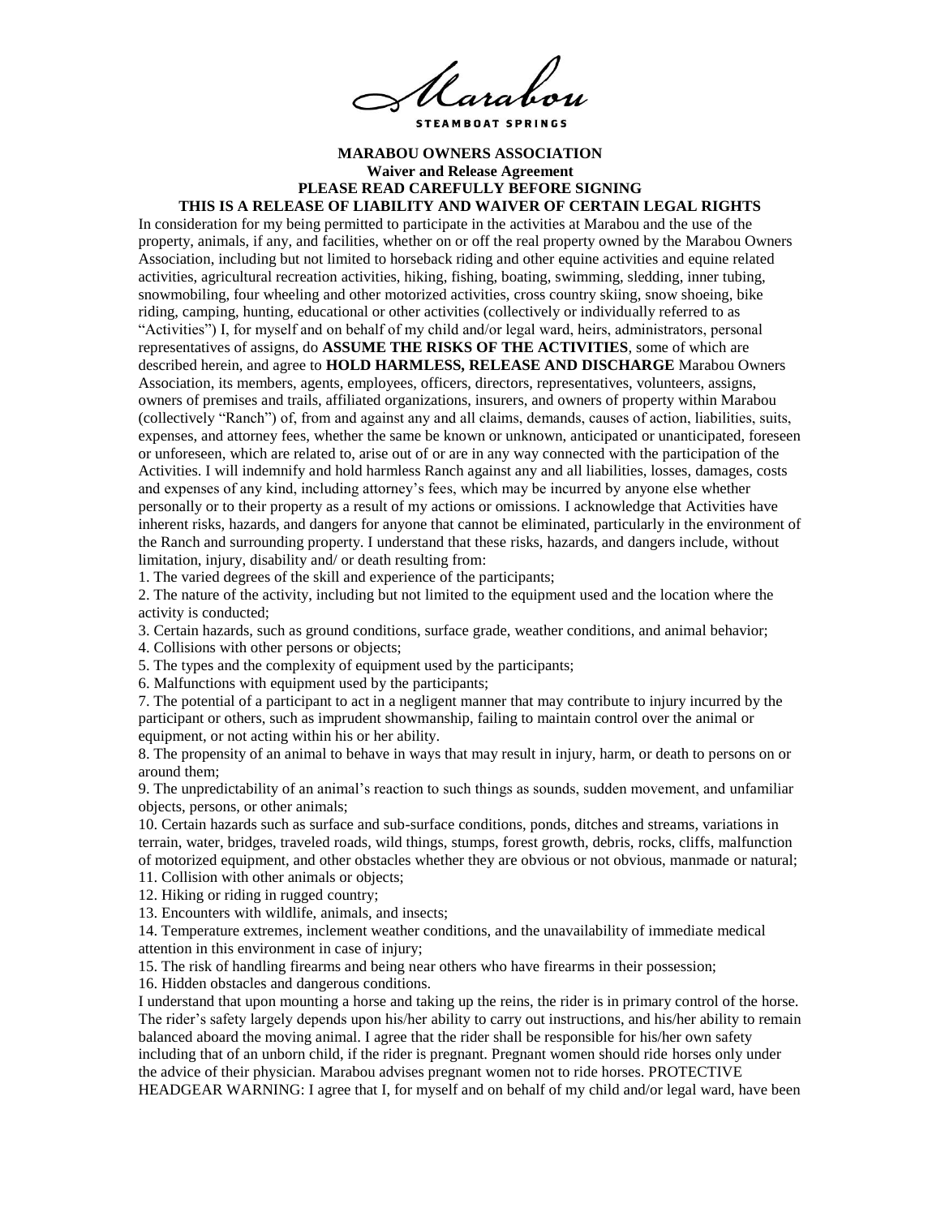Marabou

STEAMBOAT SPRINGS

**MARABOU OWNERS ASSOCIATION**
**Waiver and Release Agreement**
**PLEASE READ CAREFULLY BEFORE SIGNING**
**THIS IS A RELEASE OF LIABILITY AND WAIVER OF CERTAIN LEGAL RIGHTS**

In consideration for my being permitted to participate in the activities at Marabou and the use of the property, animals, if any, and facilities, whether on or off the real property owned by the Marabou Owners Association, including but not limited to horseback riding and other equine activities and equine related activities, agricultural recreation activities, hiking, fishing, boating, swimming, sledding, inner tubing, snowmobiling, four wheeling and other motorized activities, cross country skiing, snow shoeing, bike riding, camping, hunting, educational or other activities (collectively or individually referred to as "Activities") I, for myself and on behalf of my child and/or legal ward, heirs, administrators, personal representatives of assigns, do **ASSUME THE RISKS OF THE ACTIVITIES**, some of which are described herein, and agree to **HOLD HARMLESS, RELEASE AND DISCHARGE** Marabou Owners Association, its members, agents, employees, officers, directors, representatives, volunteers, assigns, owners of premises and trails, affiliated organizations, insurers, and owners of property within Marabou (collectively "Ranch") of, from and against any and all claims, demands, causes of action, liabilities, suits, expenses, and attorney fees, whether the same be known or unknown, anticipated or unanticipated, foreseen or unforeseen, which are related to, arise out of or are in any way connected with the participation of the Activities. I will indemnify and hold harmless Ranch against any and all liabilities, losses, damages, costs and expenses of any kind, including attorney's fees, which may be incurred by anyone else whether personally or to their property as a result of my actions or omissions. I acknowledge that Activities have inherent risks, hazards, and dangers for anyone that cannot be eliminated, particularly in the environment of the Ranch and surrounding property. I understand that these risks, hazards, and dangers include, without limitation, injury, disability and/ or death resulting from:

1. The varied degrees of the skill and experience of the participants;
2. The nature of the activity, including but not limited to the equipment used and the location where the activity is conducted;
3. Certain hazards, such as ground conditions, surface grade, weather conditions, and animal behavior;
4. Collisions with other persons or objects;
5. The types and the complexity of equipment used by the participants;
6. Malfunctions with equipment used by the participants;
7. The potential of a participant to act in a negligent manner that may contribute to injury incurred by the participant or others, such as imprudent showmanship, failing to maintain control over the animal or equipment, or not acting within his or her ability.
8. The propensity of an animal to behave in ways that may result in injury, harm, or death to persons on or around them;
9. The unpredictability of an animal's reaction to such things as sounds, sudden movement, and unfamiliar objects, persons, or other animals;
10. Certain hazards such as surface and sub-surface conditions, ponds, ditches and streams, variations in terrain, water, bridges, traveled roads, wild things, stumps, forest growth, debris, rocks, cliffs, malfunction of motorized equipment, and other obstacles whether they are obvious or not obvious, manmade or natural;
11. Collision with other animals or objects;
12. Hiking or riding in rugged country;
13. Encounters with wildlife, animals, and insects;
14. Temperature extremes, inclement weather conditions, and the unavailability of immediate medical attention in this environment in case of injury;
15. The risk of handling firearms and being near others who have firearms in their possession;
16. Hidden obstacles and dangerous conditions.

I understand that upon mounting a horse and taking up the reins, the rider is in primary control of the horse. The rider's safety largely depends upon his/her ability to carry out instructions, and his/her ability to remain balanced aboard the moving animal. I agree that the rider shall be responsible for his/her own safety including that of an unborn child, if the rider is pregnant. Pregnant women should ride horses only under the advice of their physician. Marabou advises pregnant women not to ride horses. PROTECTIVE HEADGEAR WARNING: I agree that I, for myself and on behalf of my child and/or legal ward, have been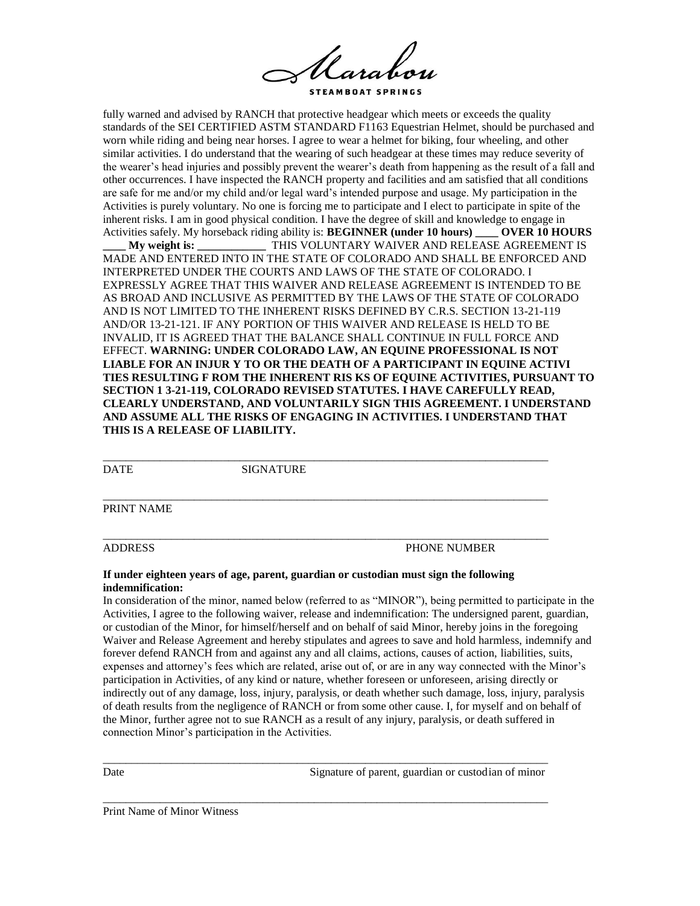fully warned and advised by RANCH that protective headgear which meets or exceeds the quality standards of the SEI CERTIFIED ASTM STANDARD F1163 Equestrian Helmet, should be purchased and worn while riding and being near horses. I agree to wear a helmet for biking, four wheeling, and other similar activities. I do understand that the wearing of such headgear at these times may reduce severity of the wearer's head injuries and possibly prevent the wearer's death from happening as the result of a fall and other occurrences. I have inspected the RANCH property and facilities and am satisfied that all conditions are safe for me and/or my child and/or legal ward's intended purpose and usage. My participation in the Activities is purely voluntary. No one is forcing me to participate and I elect to participate in spite of the inherent risks. I am in good physical condition. I have the degree of skill and knowledge to engage in Activities safely. My horseback riding ability is: **BEGINNER (under 10 hours) ____ OVER 10 HOURS ____ My weight is: ____________** THIS VOLUNTARY WAIVER AND RELEASE AGREEMENT IS MADE AND ENTERED INTO IN THE STATE OF COLORADO AND SHALL BE ENFORCED AND INTERPRETED UNDER THE COURTS AND LAWS OF THE STATE OF COLORADO. I EXPRESSLY AGREE THAT THIS WAIVER AND RELEASE AGREEMENT IS INTENDED TO BE AS BROAD AND INCLUSIVE AS PERMITTED BY THE LAWS OF THE STATE OF COLORADO AND IS NOT LIMITED TO THE INHERENT RISKS DEFINED BY C.R.S. SECTION 13-21-119 AND/OR 13-21-121. IF ANY PORTION OF THIS WAIVER AND RELEASE IS HELD TO BE INVALID, IT IS AGREED THAT THE BALANCE SHALL CONTINUE IN FULL FORCE AND EFFECT. **WARNING: UNDER COLORADO LAW, AN EQUINE PROFESSIONAL IS NOT LIABLE FOR AN INJUR Y TO OR THE DEATH OF A PARTICIPANT IN EQUINE ACTIVI TIES RESULTING F ROM THE INHERENT RIS KS OF EQUINE ACTIVITIES, PURSUANT TO SECTION 1 3-21-119, COLORADO REVISED STATUTES. I HAVE CAREFULLY READ, CLEARLY UNDERSTAND, AND VOLUNTARILY SIGN THIS AGREEMENT. I UNDERSTAND AND ASSUME ALL THE RISKS OF ENGAGING IN ACTIVITIES. I UNDERSTAND THAT THIS IS A RELEASE OF LIABILITY.**

______________________________________________________________________________
DATE SIGNATURE

______________________________________________________________________________
PRINT NAME

______________________________________________________________________________
ADDRESS PHONE NUMBER

**If under eighteen years of age, parent, guardian or custodian must sign the following indemnification:**

In consideration of the minor, named below (referred to as "MINOR"), being permitted to participate in the Activities, I agree to the following waiver, release and indemnification: The undersigned parent, guardian, or custodian of the Minor, for himself/herself and on behalf of said Minor, hereby joins in the foregoing Waiver and Release Agreement and hereby stipulates and agrees to save and hold harmless, indemnify and forever defend RANCH from and against any and all claims, actions, causes of action, liabilities, suits, expenses and attorney's fees which are related, arise out of, or are in any way connected with the Minor's participation in Activities, of any kind or nature, whether foreseen or unforeseen, arising directly or indirectly out of any damage, loss, injury, paralysis, or death whether such damage, loss, injury, paralysis of death results from the negligence of RANCH or from some other cause. I, for myself and on behalf of the Minor, further agree not to sue RANCH as a result of any injury, paralysis, or death suffered in connection Minor's participation in the Activities.

______________________________________________________________________________
Date Signature of parent, guardian or custodian of minor

______________________________________________________________________________
Print Name of Minor Witness